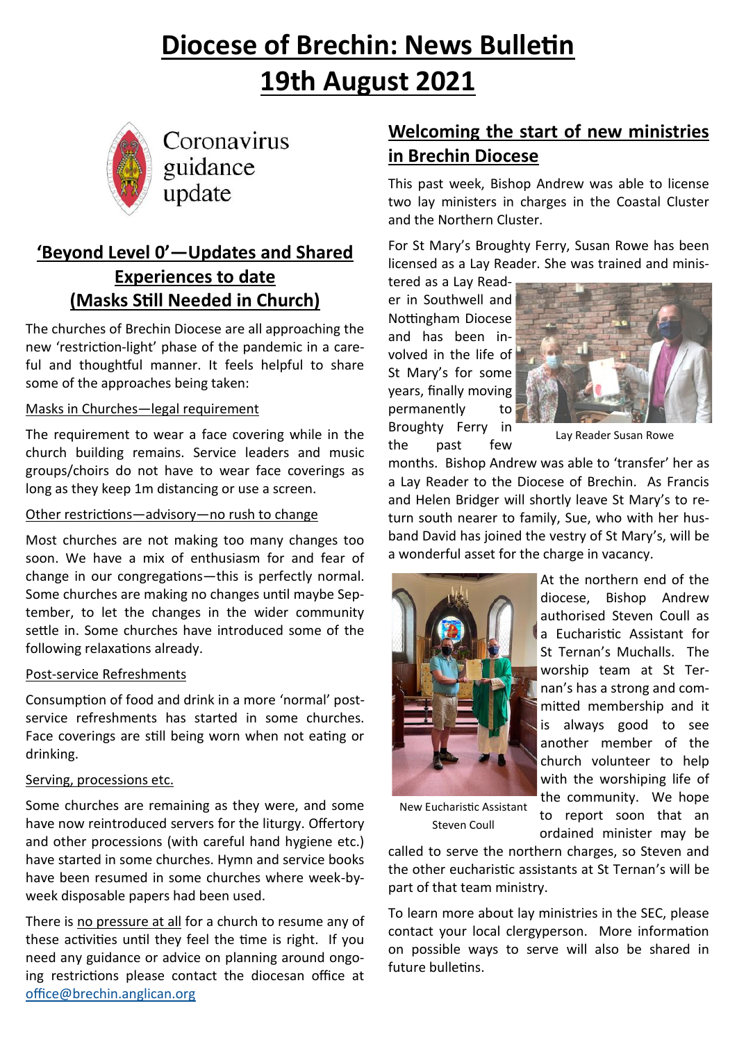# Diocese of Brechin: News Bulletin 19th August 2021

Coronavirus guidance update

## 'Beyond Level 0'—Updates and Shared Experiences to date (Masks Still Needed in Church)

The churches of Brechin Diocese are all approaching the new 'restriction-light' phase of the pandemic in a careful and thoughtful manner. It feels helpful to share some of the approaches being taken:

Masks in Churches—legal requirement

The requirement to wear a face covering while in the church building remains. Service leaders and music groups/choirs do not have to wear face coverings as long as they keep 1m distancing or use a screen.

Other restrictions—advisory—no rush to change

Most churches are not making too many changes too soon. We have a mix of enthusiasm for and fear of change in our congregations—this is perfectly normal. Some churches are making no changes until maybe September, to let the changes in the wider community settle in. Some churches have introduced some of the following relaxations already.

Post-service Refreshments

Consumption of food and drink in a more 'normal' post-service refreshments has started in some churches. Face coverings are still being worn when not eating or drinking.

Serving, processions etc.

Some churches are remaining as they were, and some have now reintroduced servers for the liturgy. Offertory and other processions (with careful hand hygiene etc.) have started in some churches. Hymn and service books have been resumed in some churches where week-by-week disposable papers had been used.

There is no pressure at all for a church to resume any of these activities until they feel the time is right. If you need any guidance or advice on planning around ongoing restrictions please contact the diocesan office at office@brechin.anglican.org

## Welcoming the start of new ministries in Brechin Diocese

This past week, Bishop Andrew was able to license two lay ministers in charges in the Coastal Cluster and the Northern Cluster.

For St Mary's Broughty Ferry, Susan Rowe has been licensed as a Lay Reader. She was trained and ministered as a Lay Reader in Southwell and Nottingham Diocese and has been involved in the life of St Mary's for some years, finally moving permanently to Broughty Ferry in the past few months. Bishop Andrew was able to 'transfer' her as a Lay Reader to the Diocese of Brechin. As Francis and Helen Bridger will shortly leave St Mary's to return south nearer to family, Sue, who with her husband David has joined the vestry of St Mary's, will be a wonderful asset for the charge in vacancy.

Lay Reader Susan Rowe

At the northern end of the diocese, Bishop Andrew authorised Steven Coull as a Eucharistic Assistant for St Ternan's Muchalls. The worship team at St Ternan's has a strong and committed membership and it is always good to see another member of the church volunteer to help with the worshiping life of the community. We hope to report soon that an ordained minister may be called to serve the northern charges, so Steven and the other eucharistic assistants at St Ternan's will be part of that team ministry.

New Eucharistic Assistant Steven Coull

To learn more about lay ministries in the SEC, please contact your local clergyperson. More information on possible ways to serve will also be shared in future bulletins.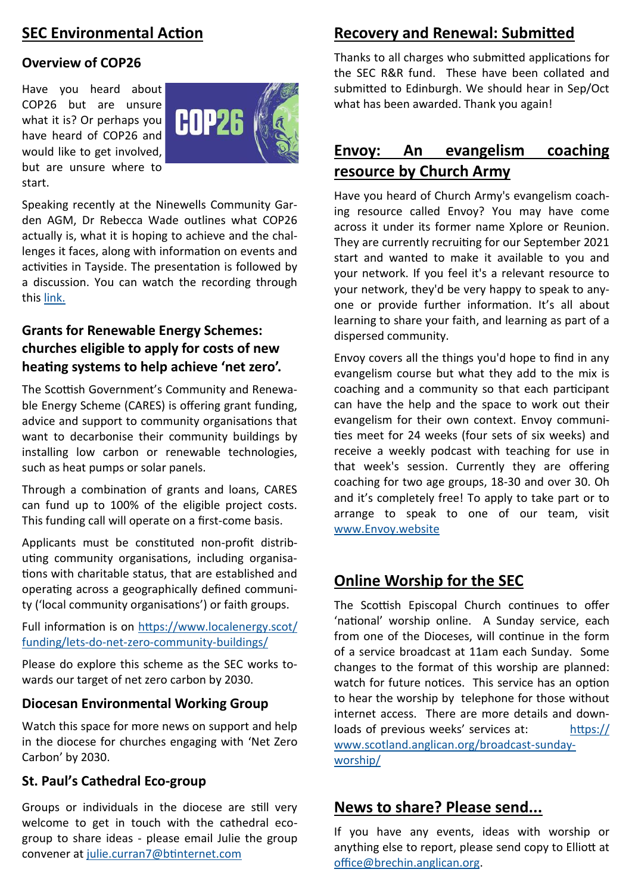## SEC Environmental Action

### Overview of COP26

Have you heard about COP26 but are unsure what it is? Or perhaps you have heard of COP26 and would like to get involved, but are unsure where to start.

Speaking recently at the Ninewells Community Garden AGM, Dr Rebecca Wade outlines what COP26 actually is, what it is hoping to achieve and the challenges it faces, along with information on events and activities in Tayside. The presentation is followed by a discussion. You can watch the recording through this link.

### Grants for Renewable Energy Schemes: churches eligible to apply for costs of new heating systems to help achieve 'net zero'.

The Scottish Government's Community and Renewable Energy Scheme (CARES) is offering grant funding, advice and support to community organisations that want to decarbonise their community buildings by installing low carbon or renewable technologies, such as heat pumps or solar panels.

Through a combination of grants and loans, CARES can fund up to 100% of the eligible project costs. This funding call will operate on a first-come basis.

Applicants must be constituted non-profit distributing community organisations, including organisations with charitable status, that are established and operating across a geographically defined community ('local community organisations') or faith groups.

Full information is on https://www.localenergy.scot/funding/lets-do-net-zero-community-buildings/

Please do explore this scheme as the SEC works towards our target of net zero carbon by 2030.

### Diocesan Environmental Working Group

Watch this space for more news on support and help in the diocese for churches engaging with 'Net Zero Carbon' by 2030.

### St. Paul's Cathedral Eco-group

Groups or individuals in the diocese are still very welcome to get in touch with the cathedral eco-group to share ideas - please email Julie the group convener at julie.curran7@btinternet.com

## Recovery and Renewal: Submitted

Thanks to all charges who submitted applications for the SEC R&R fund. These have been collated and submitted to Edinburgh. We should hear in Sep/Oct what has been awarded. Thank you again!

## Envoy: An evangelism coaching resource by Church Army

Have you heard of Church Army's evangelism coaching resource called Envoy? You may have come across it under its former name Xplore or Reunion. They are currently recruiting for our September 2021 start and wanted to make it available to you and your network. If you feel it's a relevant resource to your network, they'd be very happy to speak to anyone or provide further information. It's all about learning to share your faith, and learning as part of a dispersed community.

Envoy covers all the things you'd hope to find in any evangelism course but what they add to the mix is coaching and a community so that each participant can have the help and the space to work out their evangelism for their own context. Envoy communities meet for 24 weeks (four sets of six weeks) and receive a weekly podcast with teaching for use in that week's session. Currently they are offering coaching for two age groups, 18-30 and over 30. Oh and it's completely free! To apply to take part or to arrange to speak to one of our team, visit www.Envoy.website

## Online Worship for the SEC

The Scottish Episcopal Church continues to offer 'national' worship online. A Sunday service, each from one of the Dioceses, will continue in the form of a service broadcast at 11am each Sunday. Some changes to the format of this worship are planned: watch for future notices. This service has an option to hear the worship by telephone for those without internet access. There are more details and downloads of previous weeks' services at: https://www.scotland.anglican.org/broadcast-sunday-worship/

## News to share? Please send...

If you have any events, ideas with worship or anything else to report, please send copy to Elliott at office@brechin.anglican.org.